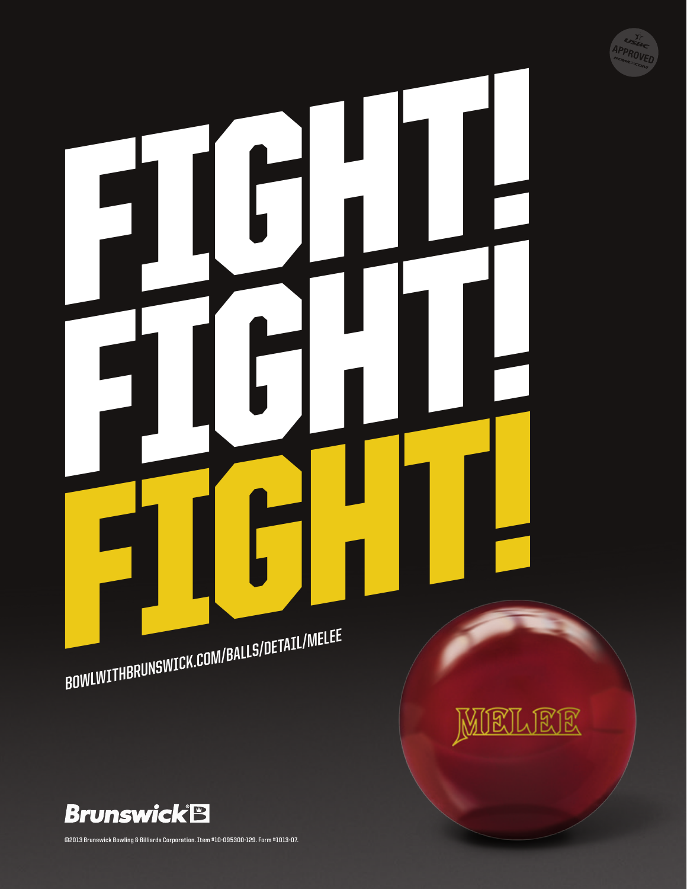# FIGHT!
# FIGHT!
# FIGHT!

BOWLWITHBRUNSWICK.COM/BALLS/DETAIL/MELEE

USBC APPROVED BOWL.COM

MELEE

Brunswick

©2013 Brunswick Bowling & Billiards Corporation. Item #10-095300-129. Form #1013-07.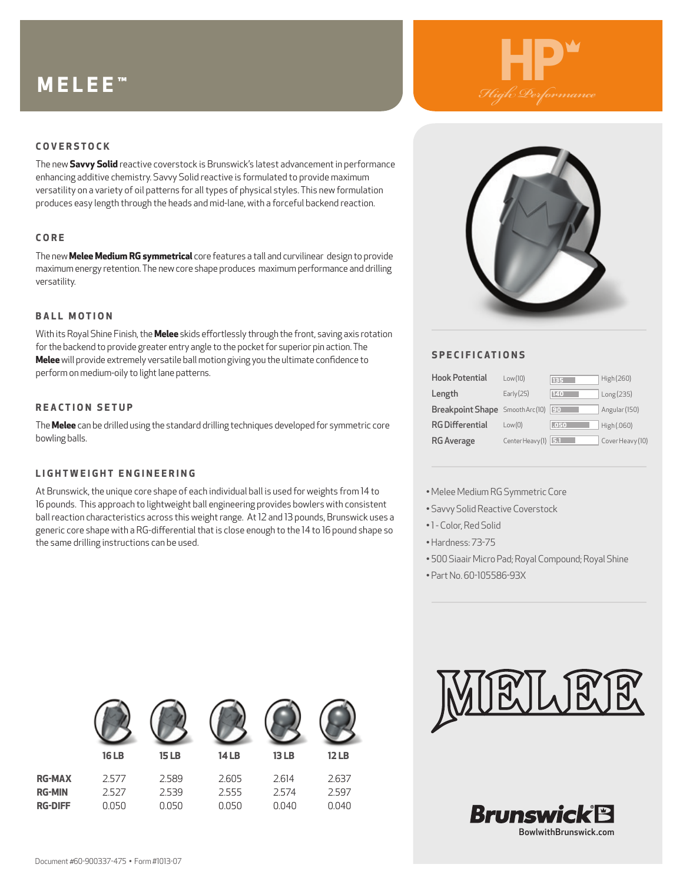# MELEE™

HP *High Performance*

## COVERSTOCK

The new **Savvy Solid** reactive coverstock is Brunswick's latest advancement in performance enhancing additive chemistry. Savvy Solid reactive is formulated to provide maximum versatility on a variety of oil patterns for all types of physical styles. This new formulation produces easy length through the heads and mid-lane, with a forceful backend reaction.

## CORE

The new **Melee Medium RG symmetrical** core features a tall and curvilinear design to provide maximum energy retention. The new core shape produces maximum performance and drilling versatility.

## BALL MOTION

With its Royal Shine Finish, the **Melee** skids effortlessly through the front, saving axis rotation for the backend to provide greater entry angle to the pocket for superior pin action. The **Melee** will provide extremely versatile ball motion giving you the ultimate confidence to perform on medium-oily to light lane patterns.

## REACTION SETUP

The **Melee** can be drilled using the standard drilling techniques developed for symmetric core bowling balls.

## LIGHTWEIGHT ENGINEERING

At Brunswick, the unique core shape of each individual ball is used for weights from 14 to 16 pounds. This approach to lightweight ball engineering provides bowlers with consistent ball reaction characteristics across this weight range. At 12 and 13 pounds, Brunswick uses a generic core shape with a RG-differential that is close enough to the 14 to 16 pound shape so the same drilling instructions can be used.

## SPECIFICATIONS

Hook Potential
Low (10)
135
High (260)

Length
Early (25)
140
Long (235)

Breakpoint Shape
Smooth Arc (10)
90
Angular (150)

RG Differential
Low (0)
.050
High (.060)

RG Average
Center Heavy (1)
5.1
Cover Heavy (10)

- Melee Medium RG Symmetric Core
- Savvy Solid Reactive Coverstock
- 1 - Color, Red Solid
- Hardness: 73-75
- 500 Siaair Micro Pad; Royal Compound; Royal Shine
- Part No. 60-105586-93X

| | 16 LB | 15 LB | 14 LB | 13 LB | 12 LB |
|---|---|---|---|---|---|
| RG-MAX | 2.577 | 2.589 | 2.605 | 2.614 | 2.637 |
| RG-MIN | 2.527 | 2.539 | 2.555 | 2.574 | 2.597 |
| RG-DIFF | 0.050 | 0.050 | 0.050 | 0.040 | 0.040 |

MELEE

Brunswick

BowlwithBrunswick.com

Document #60-900337-475 • Form #1013-07